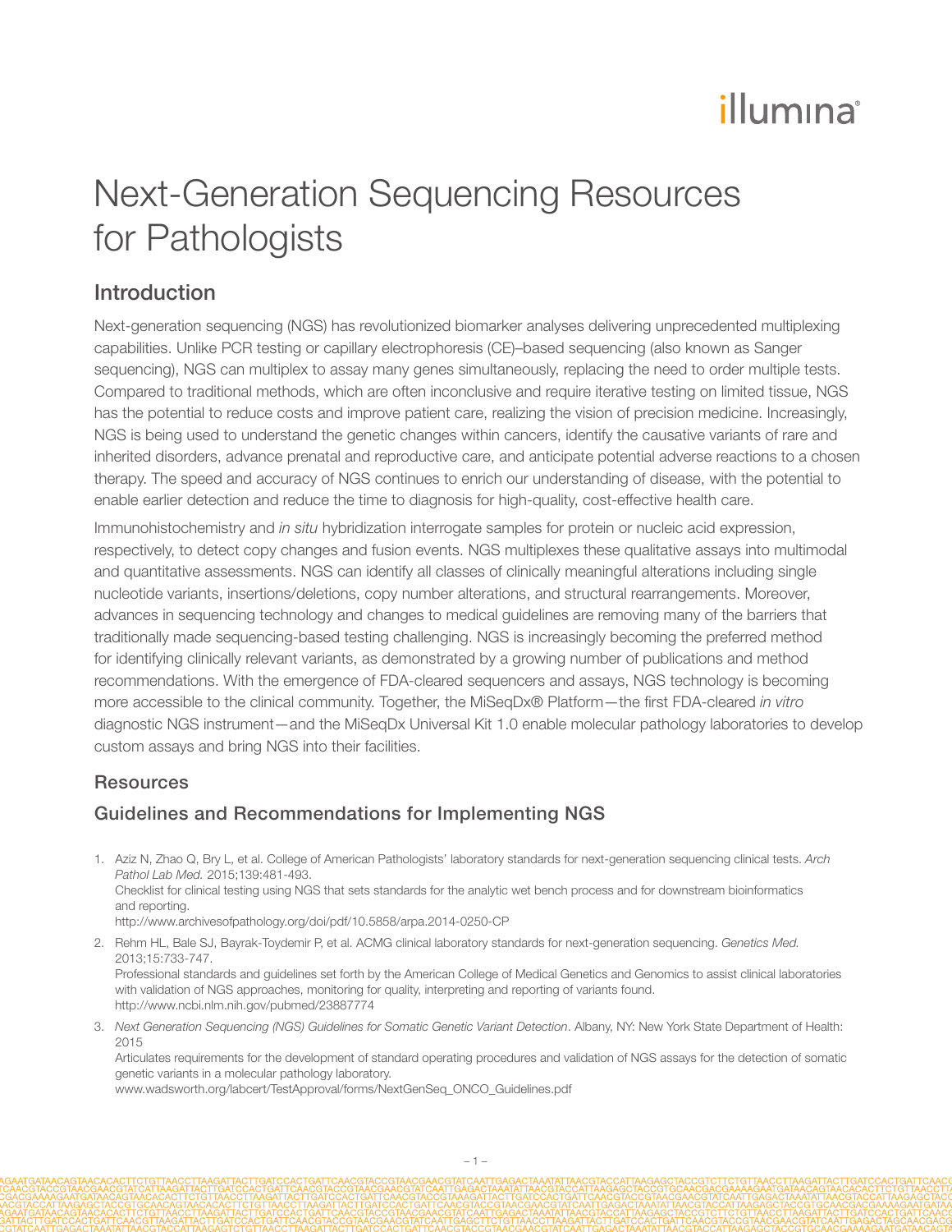# Next-Generation Sequencing Resources for Pathologists

## Introduction

Next-generation sequencing (NGS) has revolutionized biomarker analyses delivering unprecedented multiplexing capabilities. Unlike PCR testing or capillary electrophoresis (CE)–based sequencing (also known as Sanger sequencing), NGS can multiplex to assay many genes simultaneously, replacing the need to order multiple tests. Compared to traditional methods, which are often inconclusive and require iterative testing on limited tissue, NGS has the potential to reduce costs and improve patient care, realizing the vision of precision medicine. Increasingly, NGS is being used to understand the genetic changes within cancers, identify the causative variants of rare and inherited disorders, advance prenatal and reproductive care, and anticipate potential adverse reactions to a chosen therapy. The speed and accuracy of NGS continues to enrich our understanding of disease, with the potential to enable earlier detection and reduce the time to diagnosis for high-quality, cost-effective health care.

Immunohistochemistry and *in situ* hybridization interrogate samples for protein or nucleic acid expression, respectively, to detect copy changes and fusion events. NGS multiplexes these qualitative assays into multimodal and quantitative assessments. NGS can identify all classes of clinically meaningful alterations including single nucleotide variants, insertions/deletions, copy number alterations, and structural rearrangements. Moreover, advances in sequencing technology and changes to medical guidelines are removing many of the barriers that traditionally made sequencing-based testing challenging. NGS is increasingly becoming the preferred method for identifying clinically relevant variants, as demonstrated by a growing number of publications and method recommendations. With the emergence of FDA-cleared sequencers and assays, NGS technology is becoming more accessible to the clinical community. Together, the MiSeqDx® Platform—the first FDA-cleared *in vitro* diagnostic NGS instrument—and the MiSeqDx Universal Kit 1.0 enable molecular pathology laboratories to develop custom assays and bring NGS into their facilities.

## Resources

### Guidelines and Recommendations for Implementing NGS

1. Aziz N, Zhao Q, Bry L, et al. College of American Pathologists' laboratory standards for next-generation sequencing clinical tests. *Arch Pathol Lab Med.* 2015;139:481-493.
   Checklist for clinical testing using NGS that sets standards for the analytic wet bench process and for downstream bioinformatics and reporting.
   http://www.archivesofpathology.org/doi/pdf/10.5858/arpa.2014-0250-CP

2. Rehm HL, Bale SJ, Bayrak-Toydemir P, et al. ACMG clinical laboratory standards for next-generation sequencing. *Genetics Med.* 2013;15:733-747.
   Professional standards and guidelines set forth by the American College of Medical Genetics and Genomics to assist clinical laboratories with validation of NGS approaches, monitoring for quality, interpreting and reporting of variants found.
   http://www.ncbi.nlm.nih.gov/pubmed/23887774

3. *Next Generation Sequencing (NGS) Guidelines for Somatic Genetic Variant Detection*. Albany, NY: New York State Department of Health: 2015
   Articulates requirements for the development of standard operating procedures and validation of NGS assays for the detection of somatic genetic variants in a molecular pathology laboratory.
   www.wadsworth.org/labcert/TestApproval/forms/NextGenSeq_ONCO_Guidelines.pdf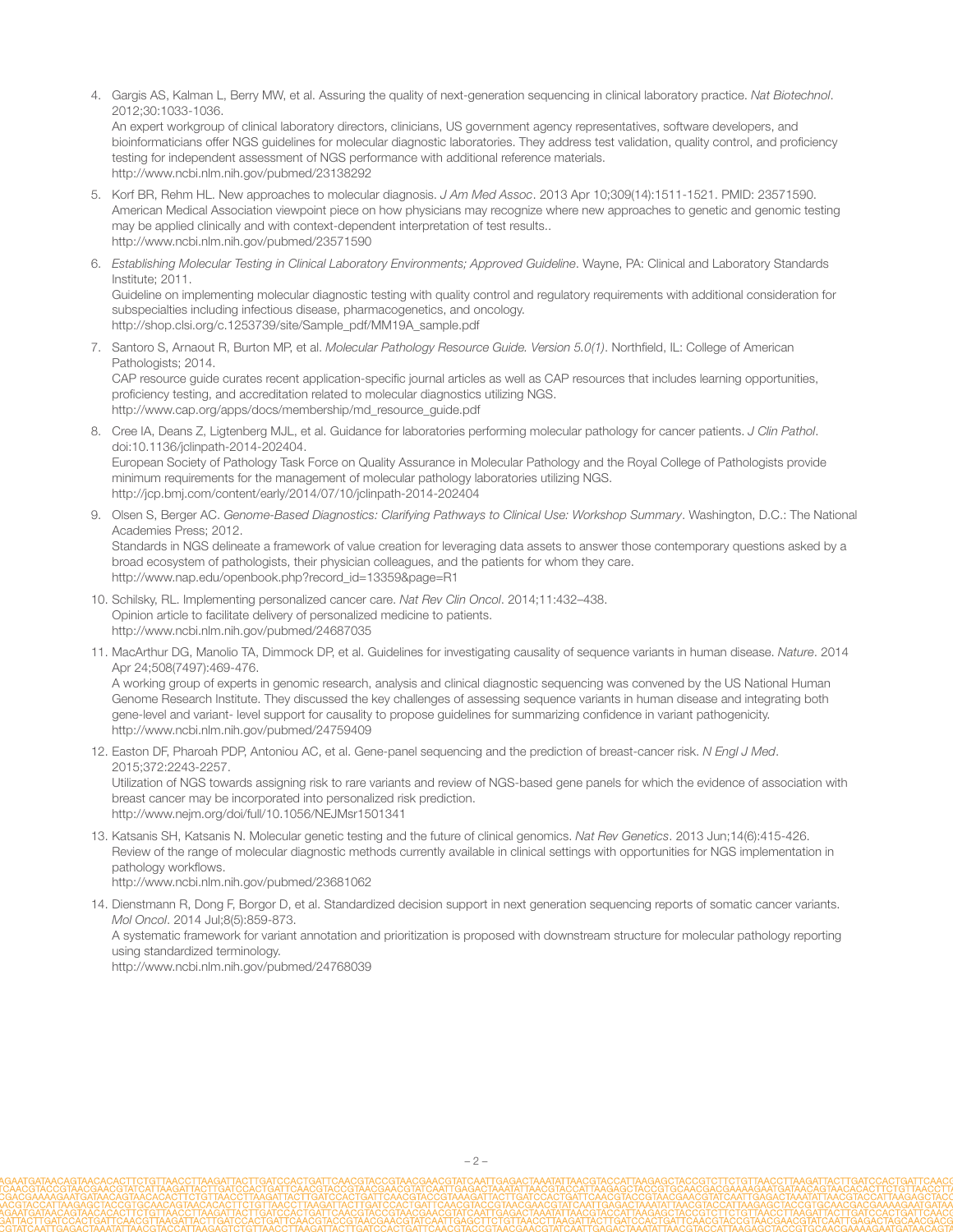4. Gargis AS, Kalman L, Berry MW, et al. Assuring the quality of next-generation sequencing in clinical laboratory practice. *Nat Biotechnol*. 2012;30:1033-1036.
   An expert workgroup of clinical laboratory directors, clinicians, US government agency representatives, software developers, and bioinformaticians offer NGS guidelines for molecular diagnostic laboratories. They address test validation, quality control, and proficiency testing for independent assessment of NGS performance with additional reference materials.
   http://www.ncbi.nlm.nih.gov/pubmed/23138292

5. Korf BR, Rehm HL. New approaches to molecular diagnosis. *J Am Med Assoc*. 2013 Apr 10;309(14):1511-1521. PMID: 23571590.
   American Medical Association viewpoint piece on how physicians may recognize where new approaches to genetic and genomic testing may be applied clinically and with context-dependent interpretation of test results..
   http://www.ncbi.nlm.nih.gov/pubmed/23571590

6. *Establishing Molecular Testing in Clinical Laboratory Environments; Approved Guideline*. Wayne, PA: Clinical and Laboratory Standards Institute; 2011.
   Guideline on implementing molecular diagnostic testing with quality control and regulatory requirements with additional consideration for subspecialties including infectious disease, pharmacogenetics, and oncology.
   http://shop.clsi.org/c.1253739/site/Sample_pdf/MM19A_sample.pdf

7. Santoro S, Arnaout R, Burton MP, et al. *Molecular Pathology Resource Guide. Version 5.0(1)*. Northfield, IL: College of American Pathologists; 2014.
   CAP resource guide curates recent application-specific journal articles as well as CAP resources that includes learning opportunities, proficiency testing, and accreditation related to molecular diagnostics utilizing NGS.
   http://www.cap.org/apps/docs/membership/md_resource_guide.pdf

8. Cree IA, Deans Z, Ligtenberg MJL, et al. Guidance for laboratories performing molecular pathology for cancer patients. *J Clin Pathol*. doi:10.1136/jclinpath-2014-202404.
   European Society of Pathology Task Force on Quality Assurance in Molecular Pathology and the Royal College of Pathologists provide minimum requirements for the management of molecular pathology laboratories utilizing NGS.
   http://jcp.bmj.com/content/early/2014/07/10/jclinpath-2014-202404

9. Olsen S, Berger AC. *Genome-Based Diagnostics: Clarifying Pathways to Clinical Use: Workshop Summary*. Washington, D.C.: The National Academies Press; 2012.
   Standards in NGS delineate a framework of value creation for leveraging data assets to answer those contemporary questions asked by a broad ecosystem of pathologists, their physician colleagues, and the patients for whom they care.
   http://www.nap.edu/openbook.php?record_id=13359&page=R1

10. Schilsky, RL. Implementing personalized cancer care. *Nat Rev Clin Oncol*. 2014;11:432–438.
    Opinion article to facilitate delivery of personalized medicine to patients.
    http://www.ncbi.nlm.nih.gov/pubmed/24687035

11. MacArthur DG, Manolio TA, Dimmock DP, et al. Guidelines for investigating causality of sequence variants in human disease. *Nature*. 2014 Apr 24;508(7497):469-476.
    A working group of experts in genomic research, analysis and clinical diagnostic sequencing was convened by the US National Human Genome Research Institute. They discussed the key challenges of assessing sequence variants in human disease and integrating both gene-level and variant- level support for causality to propose guidelines for summarizing confidence in variant pathogenicity.
    http://www.ncbi.nlm.nih.gov/pubmed/24759409

12. Easton DF, Pharoah PDP, Antoniou AC, et al. Gene-panel sequencing and the prediction of breast-cancer risk. *N Engl J Med*. 2015;372:2243-2257.
    Utilization of NGS towards assigning risk to rare variants and review of NGS-based gene panels for which the evidence of association with breast cancer may be incorporated into personalized risk prediction.
    http://www.nejm.org/doi/full/10.1056/NEJMsr1501341

13. Katsanis SH, Katsanis N. Molecular genetic testing and the future of clinical genomics. *Nat Rev Genetics*. 2013 Jun;14(6):415-426.
    Review of the range of molecular diagnostic methods currently available in clinical settings with opportunities for NGS implementation in pathology workflows.
    http://www.ncbi.nlm.nih.gov/pubmed/23681062

14. Dienstmann R, Dong F, Borgor D, et al. Standardized decision support in next generation sequencing reports of somatic cancer variants. *Mol Oncol*. 2014 Jul;8(5):859-873.
    A systematic framework for variant annotation and prioritization is proposed with downstream structure for molecular pathology reporting using standardized terminology.
    http://www.ncbi.nlm.nih.gov/pubmed/24768039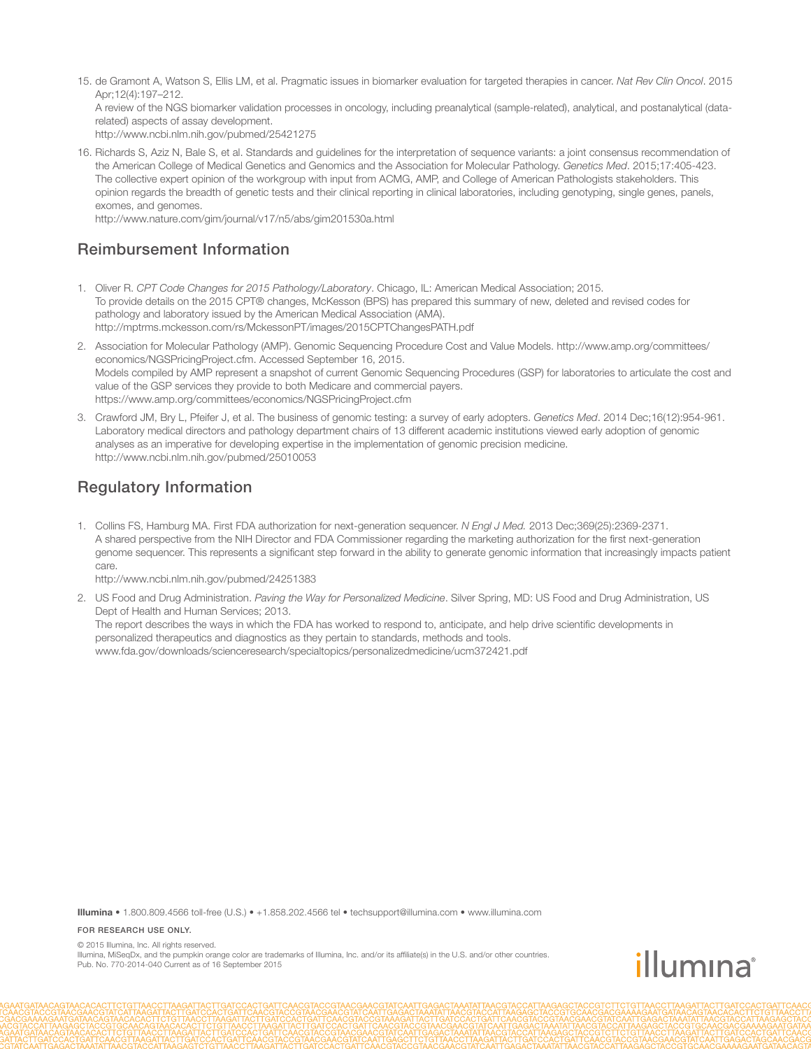15. de Gramont A, Watson S, Ellis LM, et al. Pragmatic issues in biomarker evaluation for targeted therapies in cancer. *Nat Rev Clin Oncol*. 2015 Apr;12(4):197–212.
    A review of the NGS biomarker validation processes in oncology, including preanalytical (sample-related), analytical, and postanalytical (data-related) aspects of assay development.
    http://www.ncbi.nlm.nih.gov/pubmed/25421275

16. Richards S, Aziz N, Bale S, et al. Standards and guidelines for the interpretation of sequence variants: a joint consensus recommendation of the American College of Medical Genetics and Genomics and the Association for Molecular Pathology. *Genetics Med*. 2015;17:405-423.
    The collective expert opinion of the workgroup with input from ACMG, AMP, and College of American Pathologists stakeholders. This opinion regards the breadth of genetic tests and their clinical reporting in clinical laboratories, including genotyping, single genes, panels, exomes, and genomes.
    http://www.nature.com/gim/journal/v17/n5/abs/gim201530a.html

## Reimbursement Information

1. Oliver R. *CPT Code Changes for 2015 Pathology/Laboratory*. Chicago, IL: American Medical Association; 2015.
   To provide details on the 2015 CPT® changes, McKesson (BPS) has prepared this summary of new, deleted and revised codes for pathology and laboratory issued by the American Medical Association (AMA).
   http://mptrms.mckesson.com/rs/MckessonPT/images/2015CPTChangesPATH.pdf

2. Association for Molecular Pathology (AMP). Genomic Sequencing Procedure Cost and Value Models. http://www.amp.org/committees/economics/NGSPricingProject.cfm. Accessed September 16, 2015.
   Models compiled by AMP represent a snapshot of current Genomic Sequencing Procedures (GSP) for laboratories to articulate the cost and value of the GSP services they provide to both Medicare and commercial payers.
   https://www.amp.org/committees/economics/NGSPricingProject.cfm

3. Crawford JM, Bry L, Pfeifer J, et al. The business of genomic testing: a survey of early adopters. *Genetics Med*. 2014 Dec;16(12):954-961.
   Laboratory medical directors and pathology department chairs of 13 different academic institutions viewed early adoption of genomic analyses as an imperative for developing expertise in the implementation of genomic precision medicine.
   http://www.ncbi.nlm.nih.gov/pubmed/25010053

## Regulatory Information

1. Collins FS, Hamburg MA. First FDA authorization for next-generation sequencer. *N Engl J Med.* 2013 Dec;369(25):2369-2371.
   A shared perspective from the NIH Director and FDA Commissioner regarding the marketing authorization for the first next-generation genome sequencer. This represents a significant step forward in the ability to generate genomic information that increasingly impacts patient care.
   http://www.ncbi.nlm.nih.gov/pubmed/24251383

2. US Food and Drug Administration. *Paving the Way for Personalized Medicine*. Silver Spring, MD: US Food and Drug Administration, US Dept of Health and Human Services; 2013.
   The report describes the ways in which the FDA has worked to respond to, anticipate, and help drive scientific developments in personalized therapeutics and diagnostics as they pertain to standards, methods and tools.
   www.fda.gov/downloads/scienceresearch/specialtopics/personalizedmedicine/ucm372421.pdf

**Illumina** • 1.800.809.4566 toll-free (U.S.) • +1.858.202.4566 tel • techsupport@illumina.com • www.illumina.com

FOR RESEARCH USE ONLY.

© 2015 Illumina, Inc. All rights reserved.
Illumina, MiSeqDx, and the pumpkin orange color are trademarks of Illumina, Inc. and/or its affiliate(s) in the U.S. and/or other countries.
Pub. No. 770-2014-040 Current as of 16 September 2015

illumina®